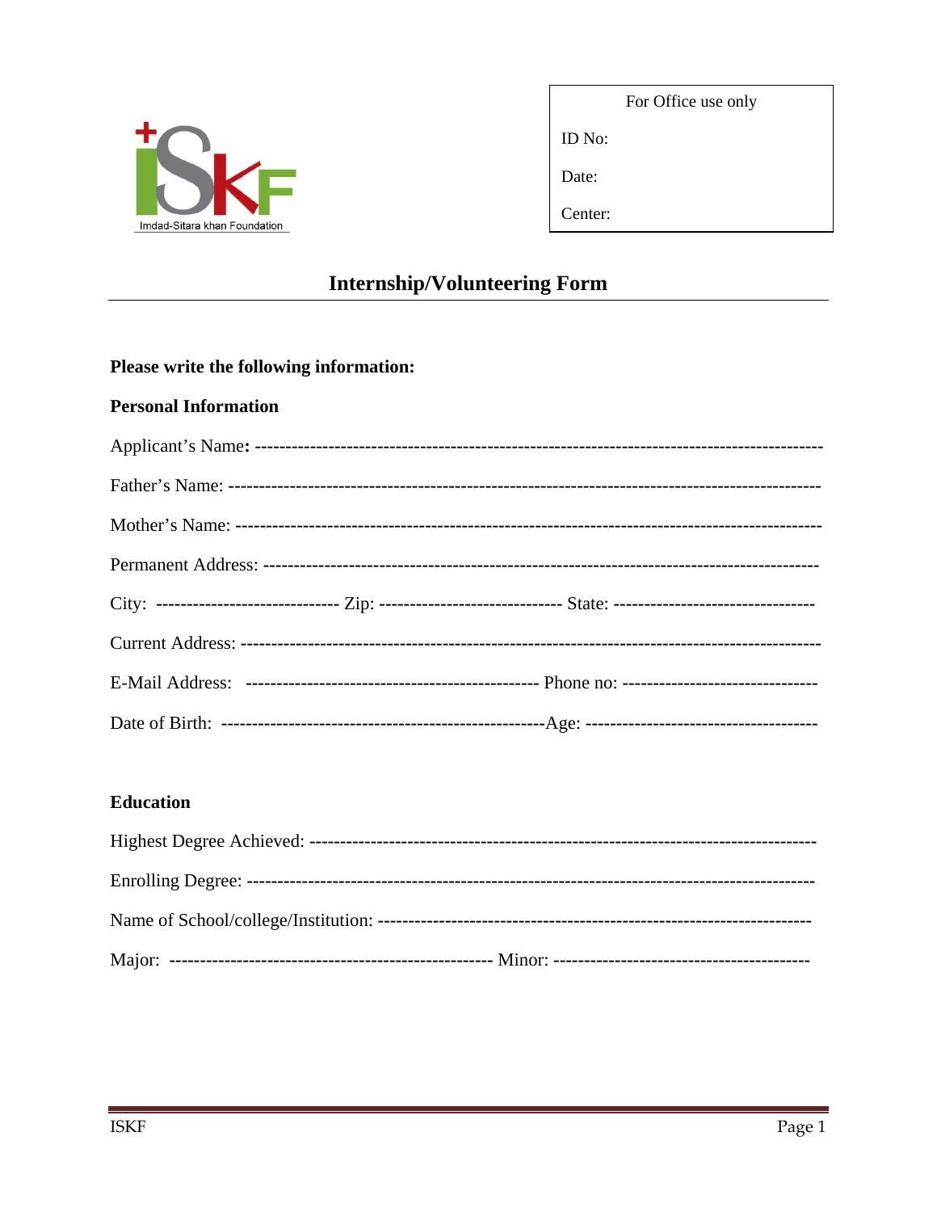Imdad-Sitara khan Foundation

| For Office use only |
|---|
| ID No: |
| Date: |
| Center: |

# Internship/Volunteering Form

**Please write the following information:**

**Personal Information**

Applicant's Name: ------------------------------------------------------------------------------------------

Father's Name: ------------------------------------------------------------------------------------------------

Mother's Name: ----------------------------------------------------------------------------------------------

Permanent Address: ----------------------------------------------------------------------------------------

City: ------------------------------ Zip: ----------------------------- State: ---------------------------------

Current Address: --------------------------------------------------------------------------------------------

E-Mail Address: ----------------------------------------------- Phone no: --------------------------------

Date of Birth: -----------------------------------------------------Age: --------------------------------------

**Education**

Highest Degree Achieved: ---------------------------------------------------------------------------------

Enrolling Degree: -------------------------------------------------------------------------------------------

Name of School/college/Institution: ----------------------------------------------------------------------

Major: ----------------------------------------------------- Minor: -----------------------------------------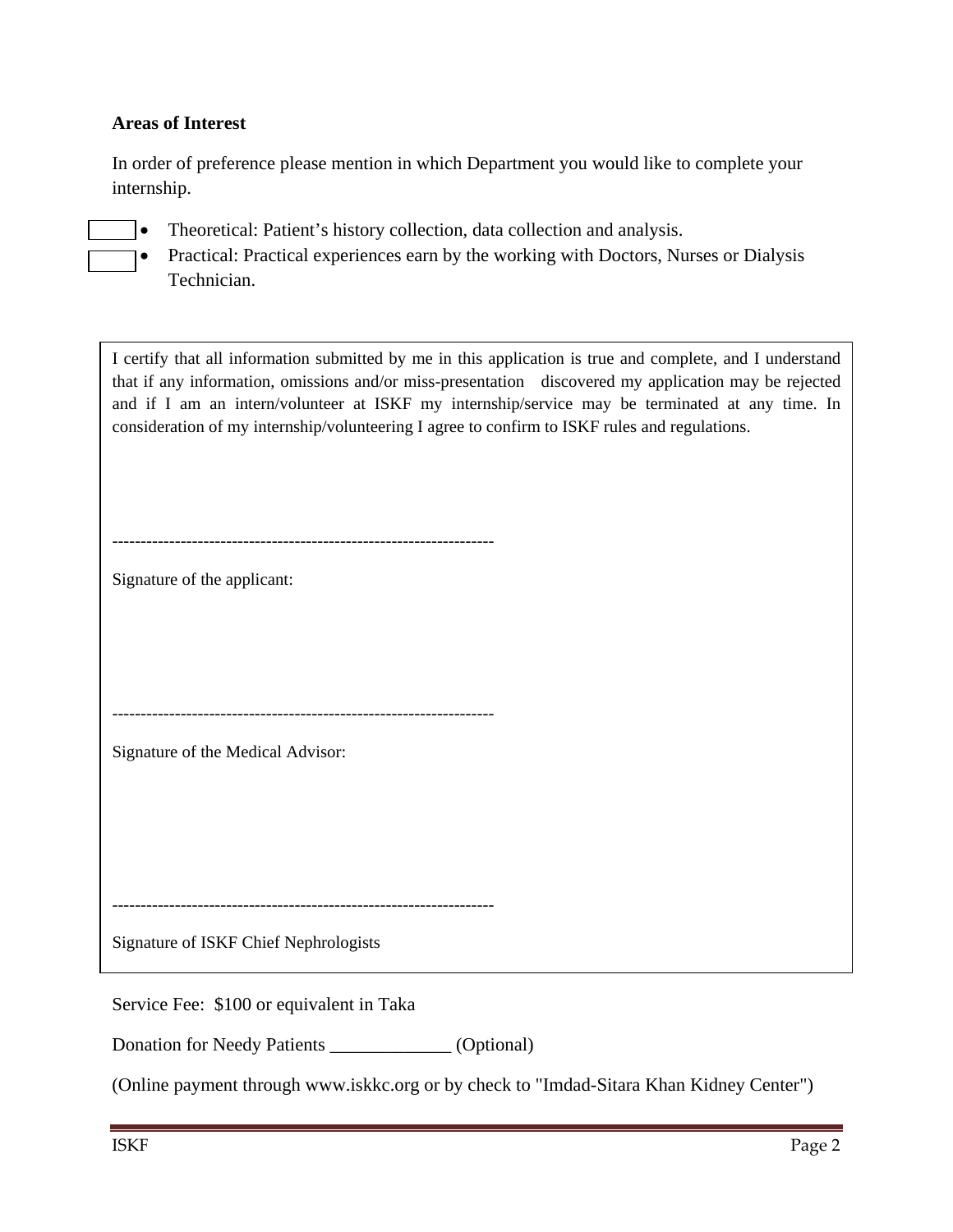**Areas of Interest**

In order of preference please mention in which Department you would like to complete your internship.

- ☐ Theoretical: Patient's history collection, data collection and analysis.
- ☐ Practical: Practical experiences earn by the working with Doctors, Nurses or Dialysis Technician.

I certify that all information submitted by me in this application is true and complete, and I understand that if any information, omissions and/or miss-presentation discovered my application may be rejected and if I am an intern/volunteer at ISKF my internship/service may be terminated at any time. In consideration of my internship/volunteering I agree to confirm to ISKF rules and regulations.

------------------------------------------------------------------

Signature of the applicant:

------------------------------------------------------------------

Signature of the Medical Advisor:

------------------------------------------------------------------

Signature of ISKF Chief Nephrologists

Service Fee: $100 or equivalent in Taka

Donation for Needy Patients _____________ (Optional)

(Online payment through www.iskkc.org or by check to "Imdad-Sitara Khan Kidney Center")